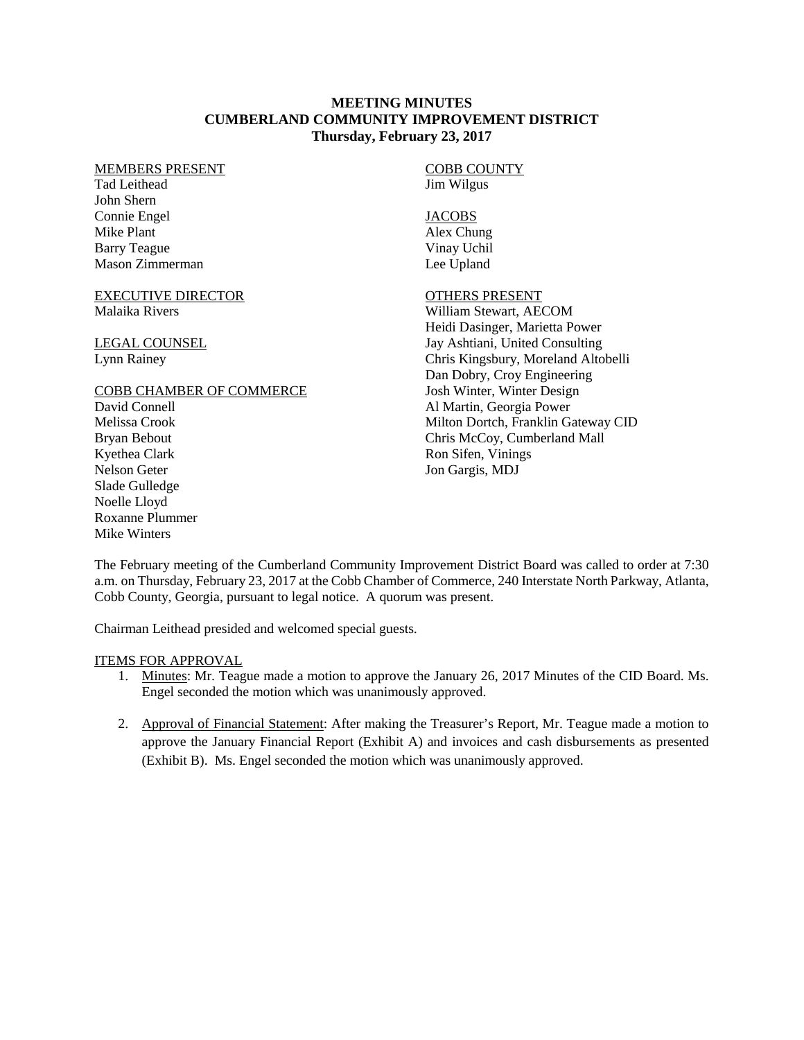**MEETING MINUTES**
**CUMBERLAND COMMUNITY IMPROVEMENT DISTRICT**
**Thursday, February 23, 2017**

MEMBERS PRESENT
Tad Leithead
John Shern
Connie Engel
Mike Plant
Barry Teague
Mason Zimmerman

EXECUTIVE DIRECTOR
Malaika Rivers

LEGAL COUNSEL
Lynn Rainey

COBB CHAMBER OF COMMERCE
David Connell
Melissa Crook
Bryan Bebout
Kyethea Clark
Nelson Geter
Slade Gulledge
Noelle Lloyd
Roxanne Plummer
Mike Winters

COBB COUNTY
Jim Wilgus

JACOBS
Alex Chung
Vinay Uchil
Lee Upland

OTHERS PRESENT
William Stewart, AECOM
Heidi Dasinger, Marietta Power
Jay Ashtiani, United Consulting
Chris Kingsbury, Moreland Altobelli
Dan Dobry, Croy Engineering
Josh Winter, Winter Design
Al Martin, Georgia Power
Milton Dortch, Franklin Gateway CID
Chris McCoy, Cumberland Mall
Ron Sifen, Vinings
Jon Gargis, MDJ

The February meeting of the Cumberland Community Improvement District Board was called to order at 7:30 a.m. on Thursday, February 23, 2017 at the Cobb Chamber of Commerce, 240 Interstate North Parkway, Atlanta, Cobb County, Georgia, pursuant to legal notice. A quorum was present.

Chairman Leithead presided and welcomed special guests.

ITEMS FOR APPROVAL

1. Minutes: Mr. Teague made a motion to approve the January 26, 2017 Minutes of the CID Board. Ms. Engel seconded the motion which was unanimously approved.

2. Approval of Financial Statement: After making the Treasurer's Report, Mr. Teague made a motion to approve the January Financial Report (Exhibit A) and invoices and cash disbursements as presented (Exhibit B). Ms. Engel seconded the motion which was unanimously approved.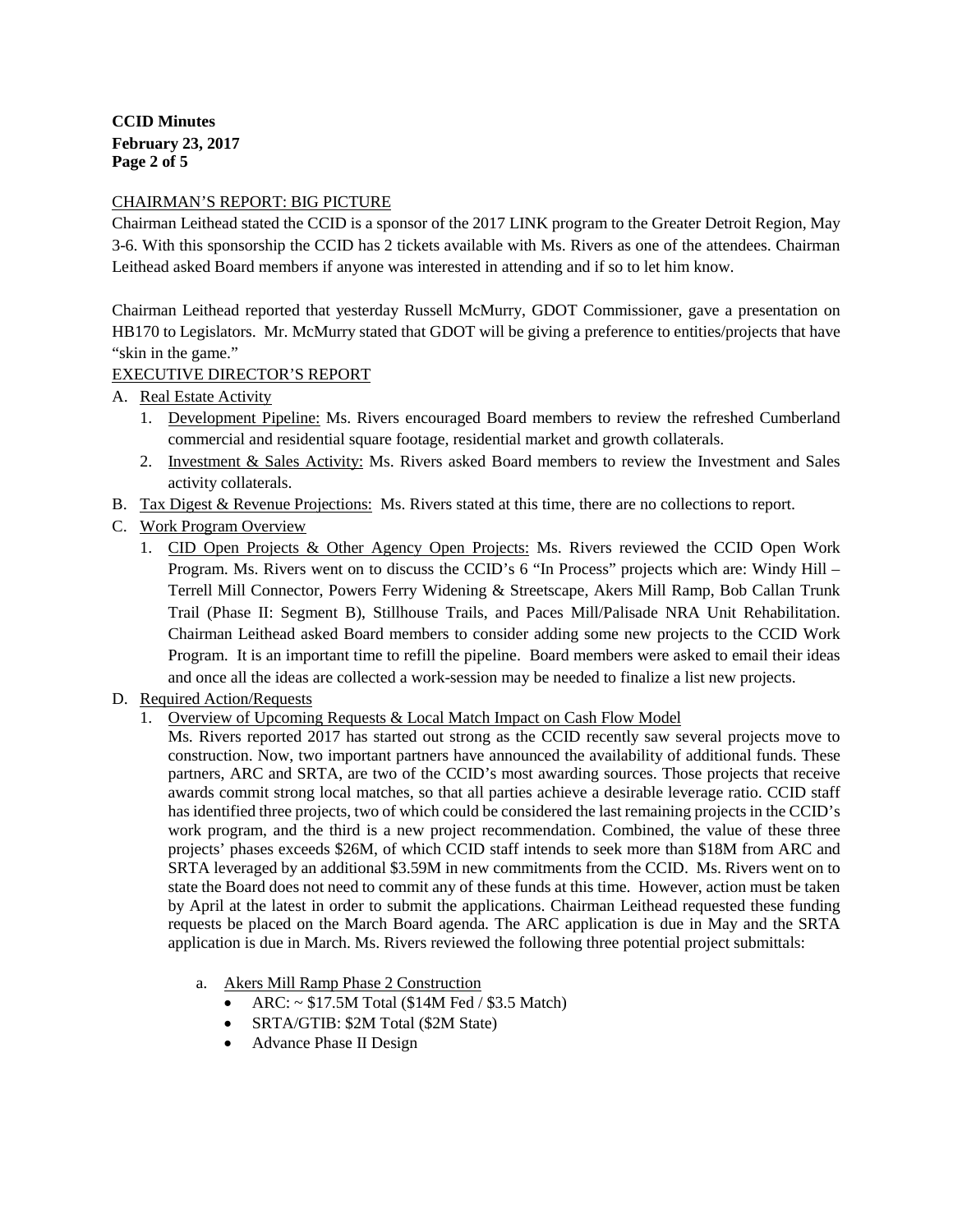CHAIRMAN'S REPORT: BIG PICTURE

Chairman Leithead stated the CCID is a sponsor of the 2017 LINK program to the Greater Detroit Region, May 3-6. With this sponsorship the CCID has 2 tickets available with Ms. Rivers as one of the attendees. Chairman Leithead asked Board members if anyone was interested in attending and if so to let him know.

Chairman Leithead reported that yesterday Russell McMurry, GDOT Commissioner, gave a presentation on HB170 to Legislators. Mr. McMurry stated that GDOT will be giving a preference to entities/projects that have "skin in the game."

EXECUTIVE DIRECTOR'S REPORT

A. Real Estate Activity
   1. Development Pipeline: Ms. Rivers encouraged Board members to review the refreshed Cumberland commercial and residential square footage, residential market and growth collaterals.
   2. Investment & Sales Activity: Ms. Rivers asked Board members to review the Investment and Sales activity collaterals.
B. Tax Digest & Revenue Projections: Ms. Rivers stated at this time, there are no collections to report.
C. Work Program Overview
   1. CID Open Projects & Other Agency Open Projects: Ms. Rivers reviewed the CCID Open Work Program. Ms. Rivers went on to discuss the CCID's 6 "In Process" projects which are: Windy Hill – Terrell Mill Connector, Powers Ferry Widening & Streetscape, Akers Mill Ramp, Bob Callan Trunk Trail (Phase II: Segment B), Stillhouse Trails, and Paces Mill/Palisade NRA Unit Rehabilitation. Chairman Leithead asked Board members to consider adding some new projects to the CCID Work Program. It is an important time to refill the pipeline. Board members were asked to email their ideas and once all the ideas are collected a work-session may be needed to finalize a list new projects.
D. Required Action/Requests
   1. Overview of Upcoming Requests & Local Match Impact on Cash Flow Model

      Ms. Rivers reported 2017 has started out strong as the CCID recently saw several projects move to construction. Now, two important partners have announced the availability of additional funds. These partners, ARC and SRTA, are two of the CCID's most awarding sources. Those projects that receive awards commit strong local matches, so that all parties achieve a desirable leverage ratio. CCID staff has identified three projects, two of which could be considered the last remaining projects in the CCID's work program, and the third is a new project recommendation. Combined, the value of these three projects' phases exceeds $26M, of which CCID staff intends to seek more than $18M from ARC and SRTA leveraged by an additional $3.59M in new commitments from the CCID. Ms. Rivers went on to state the Board does not need to commit any of these funds at this time. However, action must be taken by April at the latest in order to submit the applications. Chairman Leithead requested these funding requests be placed on the March Board agenda. The ARC application is due in May and the SRTA application is due in March. Ms. Rivers reviewed the following three potential project submittals:

      a. Akers Mill Ramp Phase 2 Construction
         - ARC: ~ $17.5M Total ($14M Fed / $3.5 Match)
         - SRTA/GTIB: $2M Total ($2M State)
         - Advance Phase II Design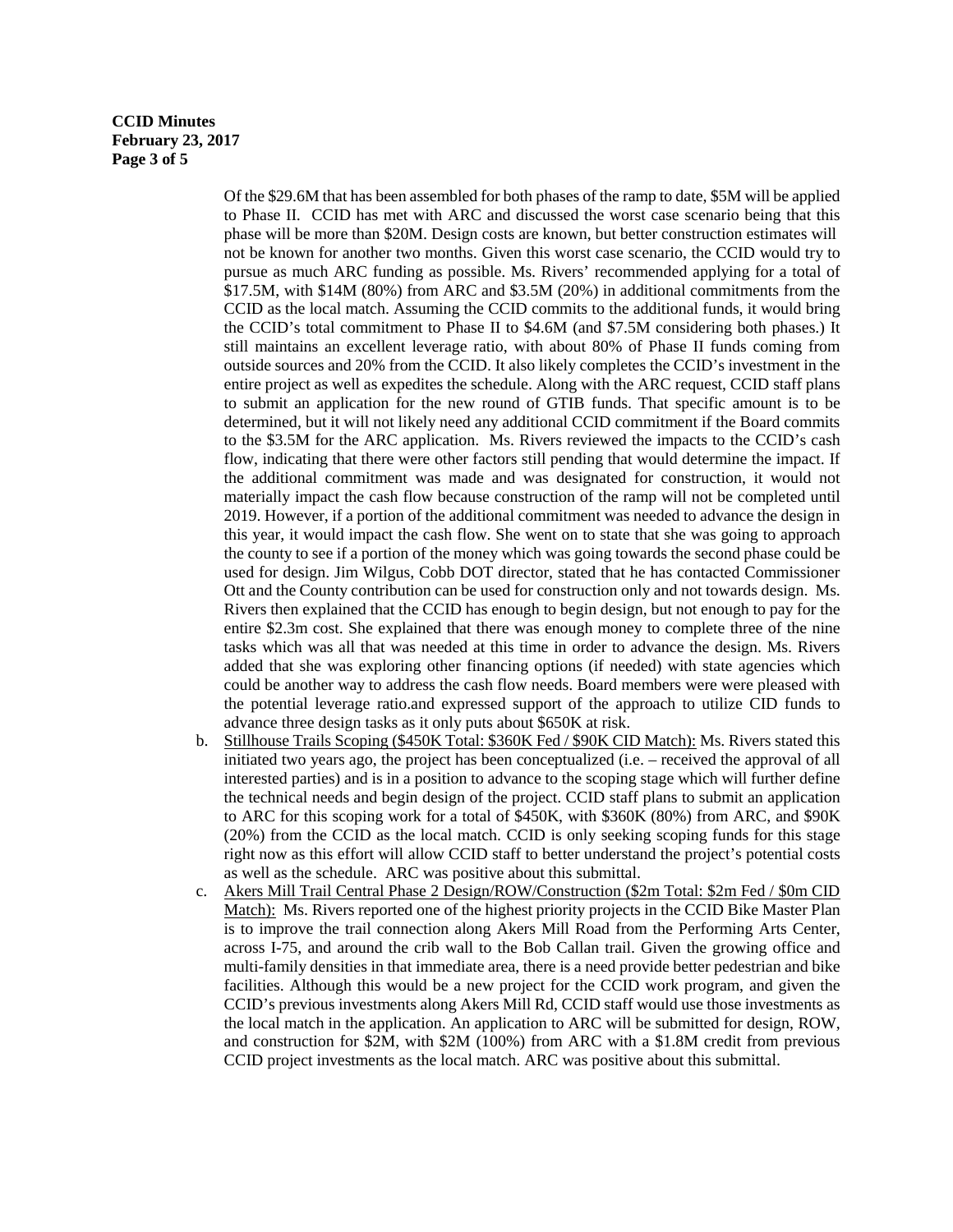Of the $29.6M that has been assembled for both phases of the ramp to date, $5M will be applied to Phase II. CCID has met with ARC and discussed the worst case scenario being that this phase will be more than $20M. Design costs are known, but better construction estimates will not be known for another two months. Given this worst case scenario, the CCID would try to pursue as much ARC funding as possible. Ms. Rivers' recommended applying for a total of $17.5M, with $14M (80%) from ARC and $3.5M (20%) in additional commitments from the CCID as the local match. Assuming the CCID commits to the additional funds, it would bring the CCID's total commitment to Phase II to $4.6M (and $7.5M considering both phases.) It still maintains an excellent leverage ratio, with about 80% of Phase II funds coming from outside sources and 20% from the CCID. It also likely completes the CCID's investment in the entire project as well as expedites the schedule. Along with the ARC request, CCID staff plans to submit an application for the new round of GTIB funds. That specific amount is to be determined, but it will not likely need any additional CCID commitment if the Board commits to the $3.5M for the ARC application. Ms. Rivers reviewed the impacts to the CCID's cash flow, indicating that there were other factors still pending that would determine the impact. If the additional commitment was made and was designated for construction, it would not materially impact the cash flow because construction of the ramp will not be completed until 2019. However, if a portion of the additional commitment was needed to advance the design in this year, it would impact the cash flow. She went on to state that she was going to approach the county to see if a portion of the money which was going towards the second phase could be used for design. Jim Wilgus, Cobb DOT director, stated that he has contacted Commissioner Ott and the County contribution can be used for construction only and not towards design. Ms. Rivers then explained that the CCID has enough to begin design, but not enough to pay for the entire $2.3m cost. She explained that there was enough money to complete three of the nine tasks which was all that was needed at this time in order to advance the design. Ms. Rivers added that she was exploring other financing options (if needed) with state agencies which could be another way to address the cash flow needs. Board members were were pleased with the potential leverage ratio.and expressed support of the approach to utilize CID funds to advance three design tasks as it only puts about $650K at risk.

b. Stillhouse Trails Scoping ($450K Total: $360K Fed / $90K CID Match): Ms. Rivers stated this initiated two years ago, the project has been conceptualized (i.e. – received the approval of all interested parties) and is in a position to advance to the scoping stage which will further define the technical needs and begin design of the project. CCID staff plans to submit an application to ARC for this scoping work for a total of $450K, with $360K (80%) from ARC, and $90K (20%) from the CCID as the local match. CCID is only seeking scoping funds for this stage right now as this effort will allow CCID staff to better understand the project's potential costs as well as the schedule. ARC was positive about this submittal.

c. Akers Mill Trail Central Phase 2 Design/ROW/Construction ($2m Total: $2m Fed / $0m CID Match): Ms. Rivers reported one of the highest priority projects in the CCID Bike Master Plan is to improve the trail connection along Akers Mill Road from the Performing Arts Center, across I-75, and around the crib wall to the Bob Callan trail. Given the growing office and multi-family densities in that immediate area, there is a need provide better pedestrian and bike facilities. Although this would be a new project for the CCID work program, and given the CCID's previous investments along Akers Mill Rd, CCID staff would use those investments as the local match in the application. An application to ARC will be submitted for design, ROW, and construction for $2M, with $2M (100%) from ARC with a $1.8M credit from previous CCID project investments as the local match. ARC was positive about this submittal.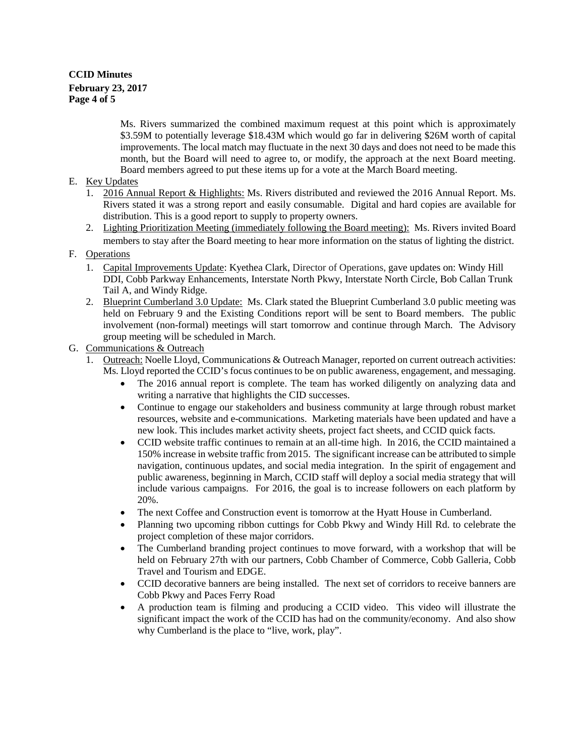Ms. Rivers summarized the combined maximum request at this point which is approximately $3.59M to potentially leverage $18.43M which would go far in delivering $26M worth of capital improvements. The local match may fluctuate in the next 30 days and does not need to be made this month, but the Board will need to agree to, or modify, the approach at the next Board meeting. Board members agreed to put these items up for a vote at the March Board meeting.

E. Key Updates
   1. 2016 Annual Report & Highlights: Ms. Rivers distributed and reviewed the 2016 Annual Report. Ms. Rivers stated it was a strong report and easily consumable. Digital and hard copies are available for distribution. This is a good report to supply to property owners.
   2. Lighting Prioritization Meeting (immediately following the Board meeting): Ms. Rivers invited Board members to stay after the Board meeting to hear more information on the status of lighting the district.

F. Operations
   1. Capital Improvements Update: Kyethea Clark, Director of Operations, gave updates on: Windy Hill DDI, Cobb Parkway Enhancements, Interstate North Pkwy, Interstate North Circle, Bob Callan Trunk Tail A, and Windy Ridge.
   2. Blueprint Cumberland 3.0 Update: Ms. Clark stated the Blueprint Cumberland 3.0 public meeting was held on February 9 and the Existing Conditions report will be sent to Board members. The public involvement (non-formal) meetings will start tomorrow and continue through March. The Advisory group meeting will be scheduled in March.

G. Communications & Outreach
   1. Outreach: Noelle Lloyd, Communications & Outreach Manager, reported on current outreach activities: Ms. Lloyd reported the CCID's focus continues to be on public awareness, engagement, and messaging.
      - The 2016 annual report is complete. The team has worked diligently on analyzing data and writing a narrative that highlights the CID successes.
      - Continue to engage our stakeholders and business community at large through robust market resources, website and e-communications. Marketing materials have been updated and have a new look. This includes market activity sheets, project fact sheets, and CCID quick facts.
      - CCID website traffic continues to remain at an all-time high. In 2016, the CCID maintained a 150% increase in website traffic from 2015. The significant increase can be attributed to simple navigation, continuous updates, and social media integration. In the spirit of engagement and public awareness, beginning in March, CCID staff will deploy a social media strategy that will include various campaigns. For 2016, the goal is to increase followers on each platform by 20%.
      - The next Coffee and Construction event is tomorrow at the Hyatt House in Cumberland.
      - Planning two upcoming ribbon cuttings for Cobb Pkwy and Windy Hill Rd. to celebrate the project completion of these major corridors.
      - The Cumberland branding project continues to move forward, with a workshop that will be held on February 27th with our partners, Cobb Chamber of Commerce, Cobb Galleria, Cobb Travel and Tourism and EDGE.
      - CCID decorative banners are being installed. The next set of corridors to receive banners are Cobb Pkwy and Paces Ferry Road
      - A production team is filming and producing a CCID video. This video will illustrate the significant impact the work of the CCID has had on the community/economy. And also show why Cumberland is the place to "live, work, play".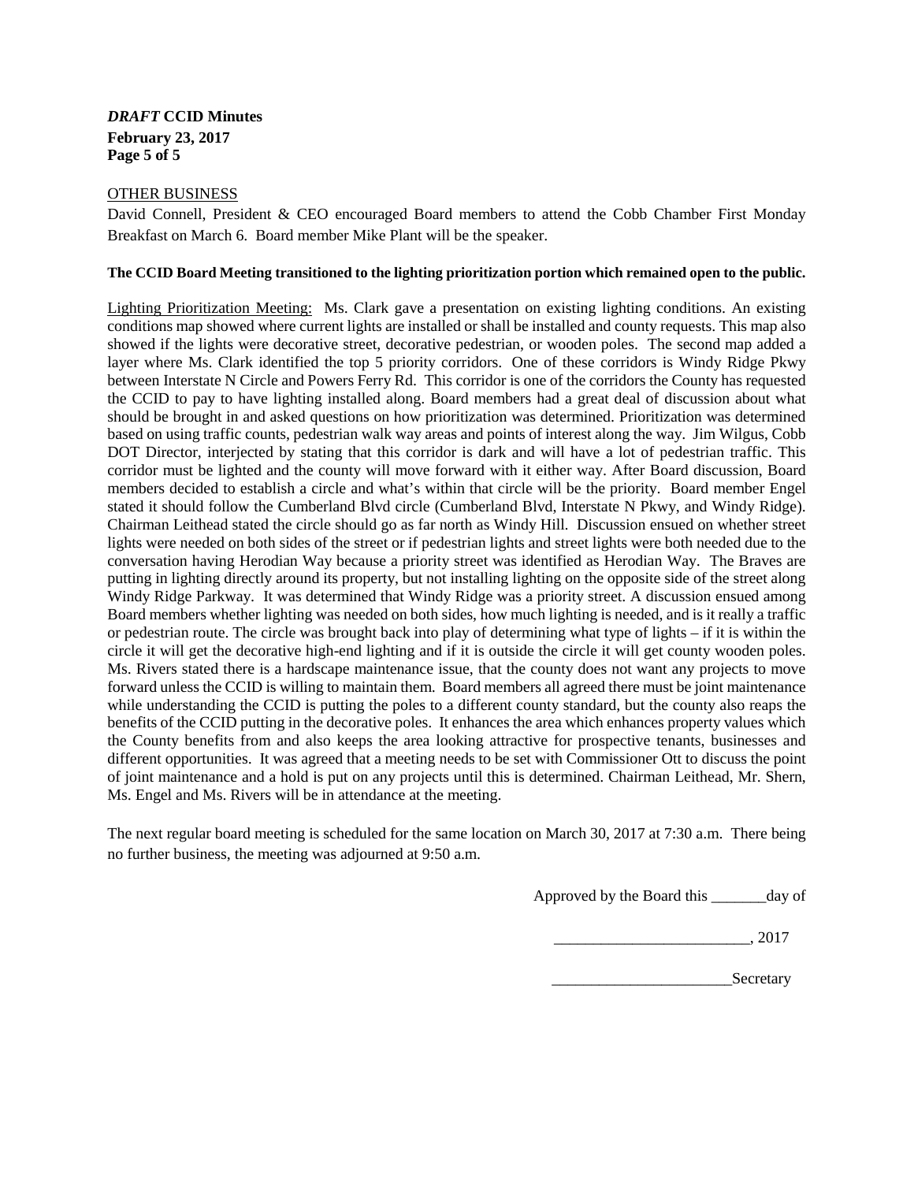OTHER BUSINESS

David Connell, President & CEO encouraged Board members to attend the Cobb Chamber First Monday Breakfast on March 6. Board member Mike Plant will be the speaker.

**The CCID Board Meeting transitioned to the lighting prioritization portion which remained open to the public.**

Lighting Prioritization Meeting: Ms. Clark gave a presentation on existing lighting conditions. An existing conditions map showed where current lights are installed or shall be installed and county requests. This map also showed if the lights were decorative street, decorative pedestrian, or wooden poles. The second map added a layer where Ms. Clark identified the top 5 priority corridors. One of these corridors is Windy Ridge Pkwy between Interstate N Circle and Powers Ferry Rd. This corridor is one of the corridors the County has requested the CCID to pay to have lighting installed along. Board members had a great deal of discussion about what should be brought in and asked questions on how prioritization was determined. Prioritization was determined based on using traffic counts, pedestrian walk way areas and points of interest along the way. Jim Wilgus, Cobb DOT Director, interjected by stating that this corridor is dark and will have a lot of pedestrian traffic. This corridor must be lighted and the county will move forward with it either way. After Board discussion, Board members decided to establish a circle and what's within that circle will be the priority. Board member Engel stated it should follow the Cumberland Blvd circle (Cumberland Blvd, Interstate N Pkwy, and Windy Ridge). Chairman Leithead stated the circle should go as far north as Windy Hill. Discussion ensued on whether street lights were needed on both sides of the street or if pedestrian lights and street lights were both needed due to the conversation having Herodian Way because a priority street was identified as Herodian Way. The Braves are putting in lighting directly around its property, but not installing lighting on the opposite side of the street along Windy Ridge Parkway. It was determined that Windy Ridge was a priority street. A discussion ensued among Board members whether lighting was needed on both sides, how much lighting is needed, and is it really a traffic or pedestrian route. The circle was brought back into play of determining what type of lights – if it is within the circle it will get the decorative high-end lighting and if it is outside the circle it will get county wooden poles. Ms. Rivers stated there is a hardscape maintenance issue, that the county does not want any projects to move forward unless the CCID is willing to maintain them. Board members all agreed there must be joint maintenance while understanding the CCID is putting the poles to a different county standard, but the county also reaps the benefits of the CCID putting in the decorative poles. It enhances the area which enhances property values which the County benefits from and also keeps the area looking attractive for prospective tenants, businesses and different opportunities. It was agreed that a meeting needs to be set with Commissioner Ott to discuss the point of joint maintenance and a hold is put on any projects until this is determined. Chairman Leithead, Mr. Shern, Ms. Engel and Ms. Rivers will be in attendance at the meeting.

The next regular board meeting is scheduled for the same location on March 30, 2017 at 7:30 a.m. There being no further business, the meeting was adjourned at 9:50 a.m.

Approved by the Board this _______day of

_________________________, 2017

_______________________Secretary